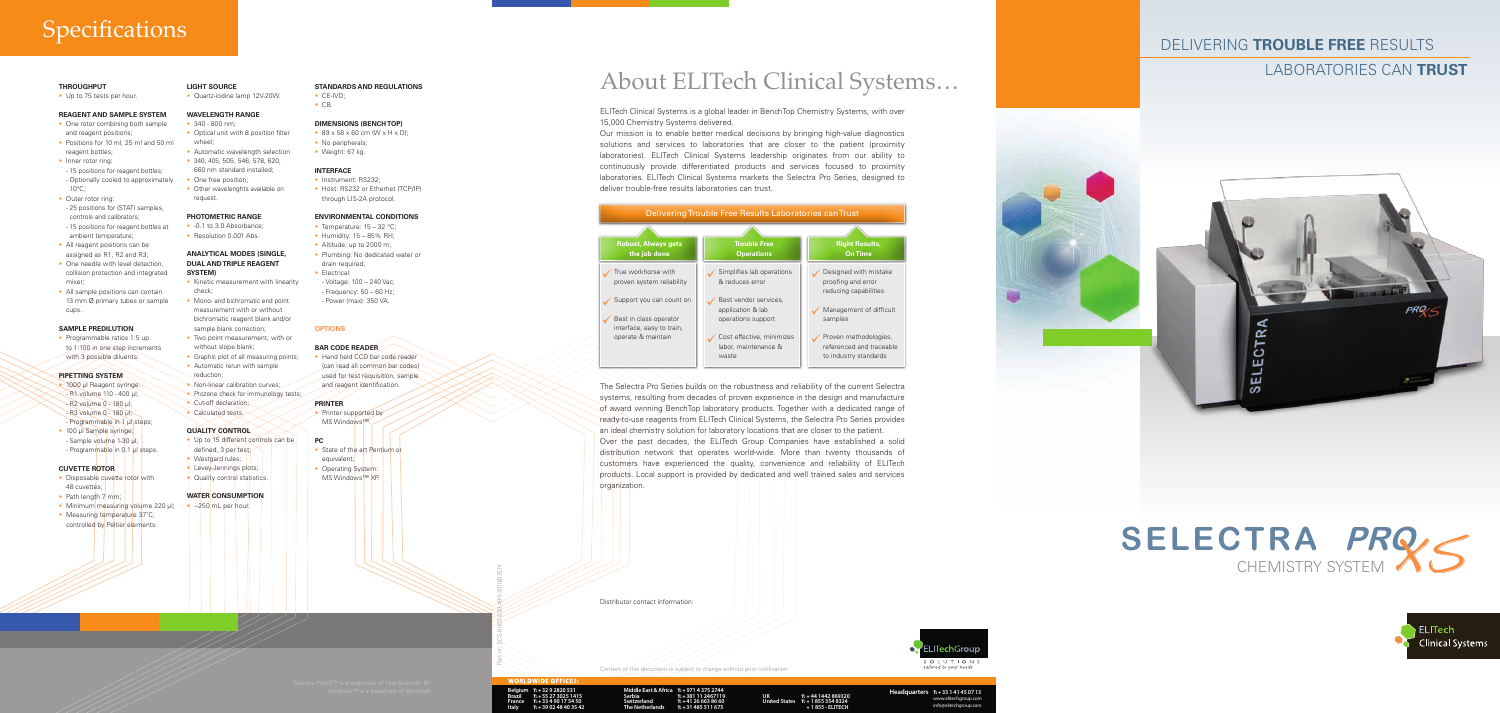# Specifications

### THROUGHPUT
- Up to 75 tests per hour.

### REAGENT AND SAMPLE SYSTEM
- One rotor combining both sample and reagent positions;
- Positions for 10 ml, 25 ml and 50 ml reagent bottles;
- Inner rotor ring:
  - 15 positions for reagent bottles;
  - Optionally cooled to approximately 10°C;
- Outer rotor ring:
  - 25 positions for (STAT) samples, controls and calibrators;
  - 15 positions for reagent bottles at ambient temperature;
- All reagent positions can be assigned as R1, R2 and R3;
- One needle with level detection, collision protection and integrated mixer;
- All sample positions can contain 13 mm Ø primary tubes or sample cups.

### SAMPLE PREDILUTION
- Programmable ratios 1:5 up to 1:100 in one step increments with 3 possible diluents.

### PIPETTING SYSTEM
- 1000 µl Reagent syringe:
  - R1 volume 110 - 400 µl;
  - R2 volume 0 - 180 µl;
  - R3 volume 0 - 180 µl;
  - Programmable in 1 µl steps;
- 100 µl Sample syringe;
  - Sample volume 1-30 µl;
  - Programmable in 0.1 µl steps.

### CUVETTE ROTOR
- Disposable cuvette rotor with 48 cuvettes;
- Path length 7 mm;
- Minimum measuring volume 220 µl;
- Measuring temperature 37°C, controlled by Peltier elements.

### LIGHT SOURCE
- Quartz-iodine lamp 12V-20W.

### WAVELENGTH RANGE
- 340 - 800 nm;
- Optical unit with 8 position filter wheel;
- Automatic wavelength selection
- 340, 405, 505, 546, 578, 620, 660 nm standard installed;
- One free position;
- Other wavelenghts available on request.

### PHOTOMETRIC RANGE
- -0.1 to 3.0 Absorbance;
- Resolution 0.001 Abs.

### ANALYTICAL MODES (SINGLE, DUAL AND TRIPLE REAGENT SYSTEM)
- Kinetic measurement with linearity check;
- Mono- and bichromatic end point measurement with or without bichromatic reagent blank and/or sample blank correction;
- Two point measurement; with or without slope blank;
- Graphic plot of all measuring points;
- Automatic rerun with sample reduction;
- Non-linear calibration curves;
- Prozone check for immunology tests;
- Cut-off declaration;
- Calculated tests.

### QUALITY CONTROL
- Up to 15 different controls can be defined, 3 per test;
- Westgard rules;
- Levey-Jennings plots;
- Quality control statistics.

### WATER CONSUMPTION
- ~250 mL per hour.

### STANDARDS AND REGULATIONS
- CE-IVD;
- CB.

### DIMENSIONS (BENCHTOP)
- 89 x 58 x 60 cm (W x H x D);
- No peripherals;
- Weight: 67 kg.

### INTERFACE
- Instrument: RS232;
- Host: RS232 or Ethernet (TCP/IP) through LIS-2A protocol.

### ENVIRONMENTAL CONDITIONS
- Temperature: 15 – 32 °C;
- Humidity: 15 – 85% RH;
- Altitude: up to 2000 m;
- Plumbing: No dedicated water or drain required;
- Electrical:
  - Voltage: 100 – 240 Vac;
  - Frequency: 50 – 60 Hz;
  - Power (max): 350 VA.

## OPTIONS

### BAR CODE READER
- Hand held CCD bar code reader (can read all common bar codes) used for test requisition, sample and reagent identification.

### PRINTER
- Printer supported by MS Windows™.

### PC
- State of the art Pentium or equivalent;
- Operating System: MS Windows™ XP.

Selectra ProXS™ is a trademark of Vital Scientific BV. Windows™ is a trademark of Microsoft.

Part nr. 6002-810-690-011 / 9 08 EN

# About ELITech Clinical Systems…

ELITech Clinical Systems is a global leader in BenchTop Chemistry Systems, with over 15,000 Chemistry Systems delivered.

Our mission is to enable better medical decisions by bringing high-value diagnostics solutions and services to laboratories that are closer to the patient (proximity laboratories). ELITech Clinical Systems leadership originates from our ability to continuously provide differentiated products and services focused to proximity laboratories. ELITech Clinical Systems markets the Selectra Pro Series, designed to deliver trouble-free results laboratories can trust.

**Delivering Trouble Free Results Laboratories can Trust**

| Robust, Always gets the job done | Trouble Free Operations | Right Results, On Time |
|---|---|---|
| ✓ True workhorse with proven system reliability | ✓ Simplifies lab operations & reduces error | ✓ Designed with mistake proofing and error reducing capabilities |
| ✓ Support you can count on | ✓ Best vendor services, application & lab operations support | ✓ Management of difficult samples |
| ✓ Best in class operator interface, easy to train, operate & maintain | ✓ Cost effective, minimizes labor, maintenance & waste | ✓ Proven methodologies, referenced and traceable to industry standards |

The Selectra Pro Series builds on the robustness and reliability of the current Selectra systems, resulting from decades of proven experience in the design and manufacture of award winning BenchTop laboratory products. Together with a dedicated range of ready-to-use reagents from ELITech Clinical Systems, the Selectra Pro Series provides an ideal chemistry solution for laboratory locations that are closer to the patient.

Over the past decades, the ELITech Group Companies have established a solid distribution network that operates world-wide. More than twenty thousands of customers have experienced the quality, convenience and reliability of ELITech products. Local support is provided by dedicated and well trained sales and services organization.

Distributor contact information:

Content of this document is subject to change without prior notification.

ELITechGroup SOLUTIONS tailored to your needs

**WORLDWIDE OFFICES:**

| | | | | | | | |
|---|---|---|---|---|---|---|---|
| Belgium | T: + 32 9 2820 531 | Middle East & Africa | T: + 971 4 375 2744 | UK | T: + 44 1442 869320 | Headquarters | T: + 33 1 41 45 07 13 |
| Brazil | T: + 55 27 3025 1415 | Serbia | T: + 381 11 2407119 | United States | T: + 1 855 354 8324 | | www.elitechgroup.com |
| France | T: + 33 4 90 17 54 50 | Switzerland | T: + 41 26 663 86 60 | | + 1 855 - ELITECH | | info@elitechgroup.com |
| Italy | T: + 39 02 48 40 35 42 | The Netherlands | T: + 31 485 511 675 | | | | |

## DELIVERING **TROUBLE FREE** RESULTS
## LABORATORIES CAN **TRUST**

# SELECTRA PRO XS
CHEMISTRY SYSTEM

ELITech Clinical Systems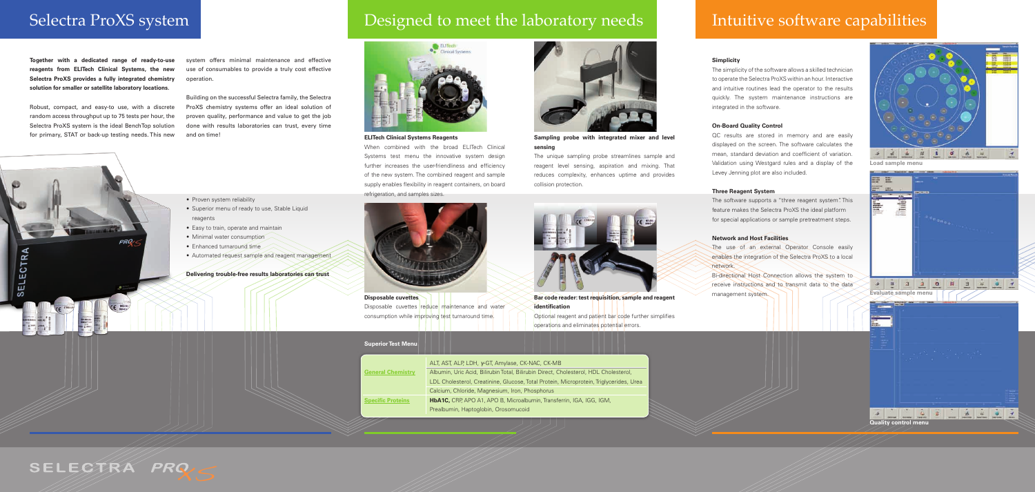# Selectra ProXS system

**Together with a dedicated range of ready-to-use reagents from ELITech Clinical Systems, the new Selectra ProXS provides a fully integrated chemistry solution for smaller or satellite laboratory locations.**

Robust, compact, and easy-to use, with a discrete random access throughput up to 75 tests per hour, the Selectra ProXS system is the ideal BenchTop solution for primary, STAT or back-up testing needs. This new system offers minimal maintenance and effective use of consumables to provide a truly cost effective operation.

Building on the successful Selectra family, the Selectra ProXS chemistry systems offer an ideal solution of proven quality, performance and value to get the job done with results laboratories can trust, every time and on time!

- Proven system reliability
- Superior menu of ready to use, Stable Liquid reagents
- Easy to train, operate and maintain
- Minimal water consumption
- Enhanced turnaround time
- Automated request sample and reagent management

**Delivering trouble-free results laboratories can trust**

# Designed to meet the laboratory needs

**ELITech Clinical Systems Reagents**

When combined with the broad ELITech Clinical Systems test menu the innovative system design further increases the user-friendliness and efficiency of the new system. The combined reagent and sample supply enables flexibility in reagent containers, on board refrigeration, and samples sizes.

**Sampling probe with integrated mixer and level sensing**

The unique sampling probe streamlines sample and reagent level sensing, aspiration and mixing. That reduces complexity, enhances uptime and provides collision protection.

**Disposable cuvettes**

Disposable cuvettes reduce maintenance and water consumption while improving test turnaround time.

**Bar code reader: test requisition, sample and reagent identification**

Optional reagent and patient bar code further simplifies operations and eliminates potential errors.

**Superior Test Menu**

| | |
|---|---|
| General Chemistry | ALT, AST, ALP, LDH, γ-GT, Amylase, CK-NAC, CK-MB<br>Albumin, Uric Acid, Bilirubin Total, Bilirubin Direct, Cholesterol, HDL Cholesterol,<br>LDL Cholesterol, Creatinine, Glucose, Total Protein, Microprotein, Triglycerides, Urea<br>Calcium, Chloride, Magnesium, Iron, Phosphorus |
| Specific Proteins | **HbA1C,** CRP, APO A1, APO B, Microalbumin, Transferrin, IGA, IGG, IGM,<br>Prealbumin, Haptoglobin, Orosomucoid |

# Intuitive software capabilities

**Simplicity**

The simplicity of the software allows a skilled technician to operate the Selectra ProXS within an hour. Interactive and intuitive routines lead the operator to the results quickly. The system maintenance instructions are integrated in the software.

**On-Board Quality Control**

QC results are stored in memory and are easily displayed on the screen. The software calculates the mean, standard deviation and coefficient of variation. Validation using Westgard rules and a display of the Levey Jenning plot are also included.

**Three Reagent System**

The software supports a "three reagent system". This feature makes the Selectra ProXS the ideal platform for special applications or sample pretreatment steps.

**Network and Host Facilities**

The use of an external Operator Console easily enables the integration of the Selectra ProXS to a local network.

Bi-directional Host Connection allows the system to receive instructions and to transmit data to the data management system.

Load sample menu

Evaluate sample menu

Quality control menu

SELECTRA PROXS